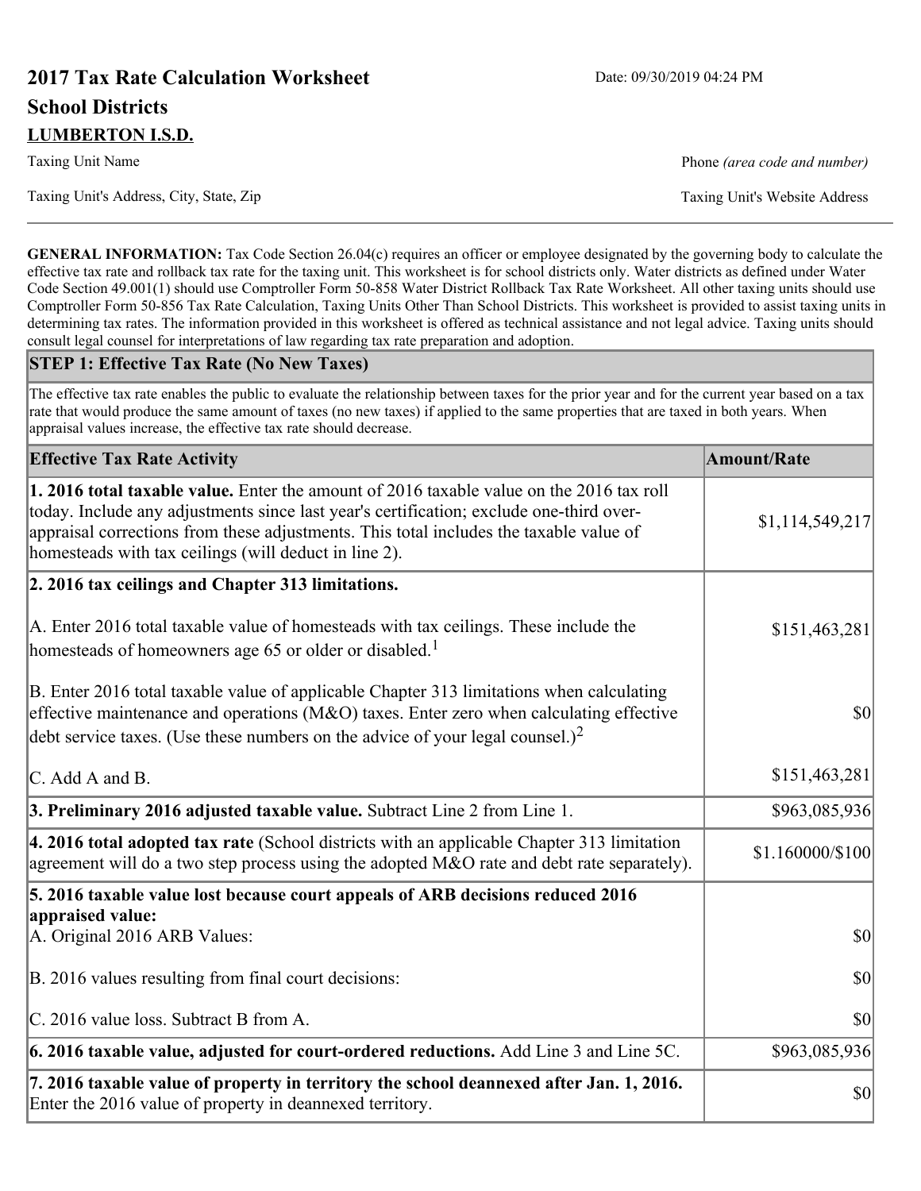# 2017 Tax Rate Calculation Worksheet

Date: 09/30/2019 04:24 PM

## School Districts

**LUMBERTON I.S.D.**

Taxing Unit Name

Phone *(area code and number)*

Taxing Unit's Address, City, State, Zip

Taxing Unit's Website Address

**GENERAL INFORMATION:** Tax Code Section 26.04(c) requires an officer or employee designated by the governing body to calculate the effective tax rate and rollback tax rate for the taxing unit. This worksheet is for school districts only. Water districts as defined under Water Code Section 49.001(1) should use Comptroller Form 50-858 Water District Rollback Tax Rate Worksheet. All other taxing units should use Comptroller Form 50-856 Tax Rate Calculation, Taxing Units Other Than School Districts. This worksheet is provided to assist taxing units in determining tax rates. The information provided in this worksheet is offered as technical assistance and not legal advice. Taxing units should consult legal counsel for interpretations of law regarding tax rate preparation and adoption.

### STEP 1: Effective Tax Rate (No New Taxes)

The effective tax rate enables the public to evaluate the relationship between taxes for the prior year and for the current year based on a tax rate that would produce the same amount of taxes (no new taxes) if applied to the same properties that are taxed in both years. When appraisal values increase, the effective tax rate should decrease.

| Effective Tax Rate Activity | Amount/Rate |
|---|---|
| **1. 2016 total taxable value.** Enter the amount of 2016 taxable value on the 2016 tax roll today. Include any adjustments since last year's certification; exclude one-third over-appraisal corrections from these adjustments. This total includes the taxable value of homesteads with tax ceilings (will deduct in line 2). | $1,114,549,217 |
| **2. 2016 tax ceilings and Chapter 313 limitations.** | |
| A. Enter 2016 total taxable value of homesteads with tax ceilings. These include the homesteads of homeowners age 65 or older or disabled.[1] | $151,463,281 |
| B. Enter 2016 total taxable value of applicable Chapter 313 limitations when calculating effective maintenance and operations (M&O) taxes. Enter zero when calculating effective debt service taxes. (Use these numbers on the advice of your legal counsel.)[2] | $0 |
| C. Add A and B. | $151,463,281 |
| **3. Preliminary 2016 adjusted taxable value.** Subtract Line 2 from Line 1. | $963,085,936 |
| **4. 2016 total adopted tax rate** (School districts with an applicable Chapter 313 limitation agreement will do a two step process using the adopted M&O rate and debt rate separately). | $1.160000/$100 |
| **5. 2016 taxable value lost because court appeals of ARB decisions reduced 2016 appraised value:** | |
| A. Original 2016 ARB Values: | $0 |
| B. 2016 values resulting from final court decisions: | $0 |
| C. 2016 value loss. Subtract B from A. | $0 |
| **6. 2016 taxable value, adjusted for court-ordered reductions.** Add Line 3 and Line 5C. | $963,085,936 |
| **7. 2016 taxable value of property in territory the school deannexed after Jan. 1, 2016.** Enter the 2016 value of property in deannexed territory. | $0 |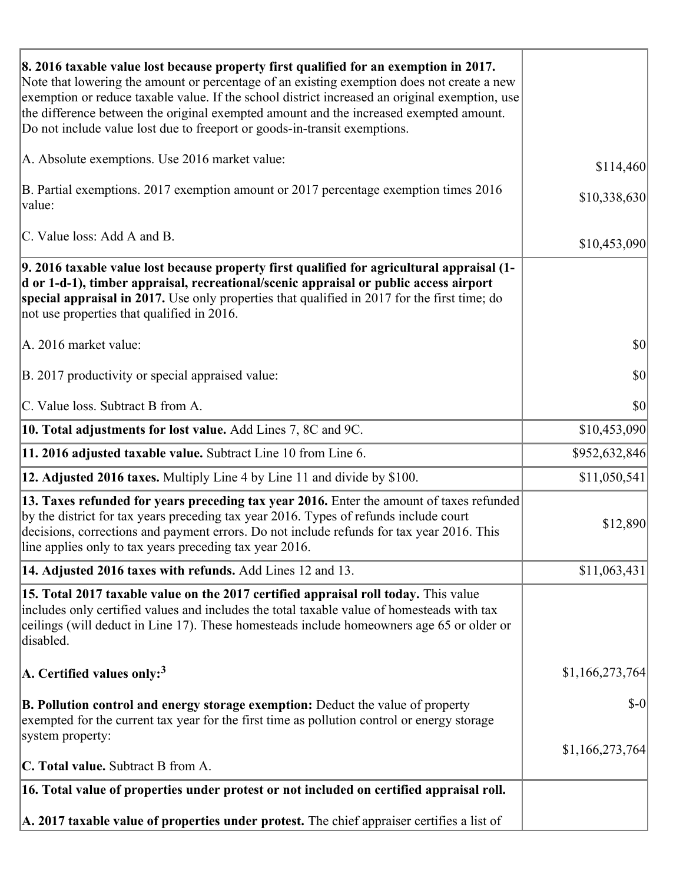| | |
|---|---|
| **8. 2016 taxable value lost because property first qualified for an exemption in 2017.** Note that lowering the amount or percentage of an existing exemption does not create a new exemption or reduce taxable value. If the school district increased an original exemption, use the difference between the original exempted amount and the increased exempted amount. Do not include value lost due to freeport or goods-in-transit exemptions.<br><br>A. Absolute exemptions. Use 2016 market value:<br><br>B. Partial exemptions. 2017 exemption amount or 2017 percentage exemption times 2016 value:<br><br>C. Value loss: Add A and B. | <br><br><br><br>$114,460<br><br>$10,338,630<br><br>$10,453,090 |
| **9. 2016 taxable value lost because property first qualified for agricultural appraisal (1-d or 1-d-1), timber appraisal, recreational/scenic appraisal or public access airport special appraisal in 2017.** Use only properties that qualified in 2017 for the first time; do not use properties that qualified in 2016.<br><br>A. 2016 market value:<br><br>B. 2017 productivity or special appraised value:<br><br>C. Value loss. Subtract B from A. | <br><br><br><br>$0<br><br>$0<br><br>$0 |
| **10. Total adjustments for lost value.** Add Lines 7, 8C and 9C. | $10,453,090 |
| **11. 2016 adjusted taxable value.** Subtract Line 10 from Line 6. | $952,632,846 |
| **12. Adjusted 2016 taxes.** Multiply Line 4 by Line 11 and divide by $100. | $11,050,541 |
| **13. Taxes refunded for years preceding tax year 2016.** Enter the amount of taxes refunded by the district for tax years preceding tax year 2016. Types of refunds include court decisions, corrections and payment errors. Do not include refunds for tax year 2016. This line applies only to tax years preceding tax year 2016. | $12,890 |
| **14. Adjusted 2016 taxes with refunds.** Add Lines 12 and 13. | $11,063,431 |
| **15. Total 2017 taxable value on the 2017 certified appraisal roll today.** This value includes only certified values and includes the total taxable value of homesteads with tax ceilings (will deduct in Line 17). These homesteads include homeowners age 65 or older or disabled.<br><br>**A. Certified values only:**[3]<br><br>**B. Pollution control and energy storage exemption:** Deduct the value of property exempted for the current tax year for the first time as pollution control or energy storage system property:<br><br>**C. Total value.** Subtract B from A. | <br><br><br><br>$1,166,273,764<br><br>$-0<br><br>$1,166,273,764 |
| **16. Total value of properties under protest or not included on certified appraisal roll.**<br><br>**A. 2017 taxable value of properties under protest.** The chief appraiser certifies a list of | |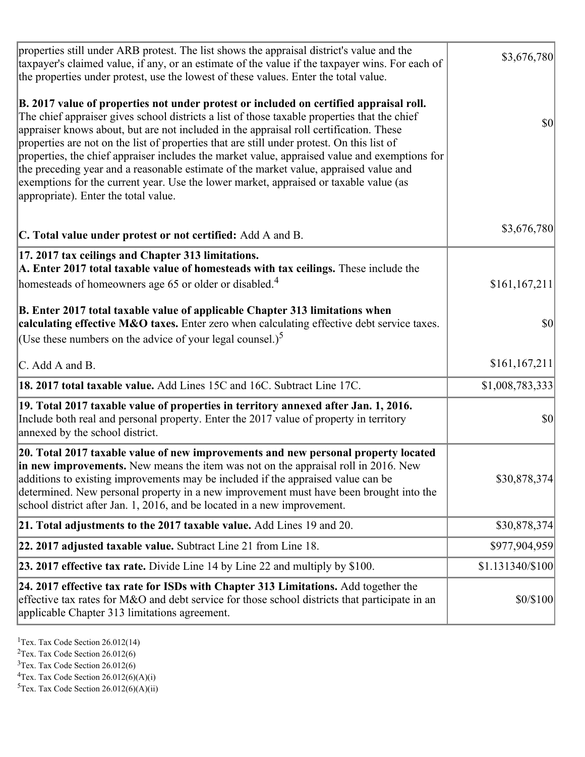| | |
|---|---|
| properties still under ARB protest. The list shows the appraisal district's value and the taxpayer's claimed value, if any, or an estimate of the value if the taxpayer wins. For each of the properties under protest, use the lowest of these values. Enter the total value. | $3,676,780 |
| **B. 2017 value of properties not under protest or included on certified appraisal roll.** The chief appraiser gives school districts a list of those taxable properties that the chief appraiser knows about, but are not included in the appraisal roll certification. These properties are not on the list of properties that are still under protest. On this list of properties, the chief appraiser includes the market value, appraised value and exemptions for the preceding year and a reasonable estimate of the market value, appraised value and exemptions for the current year. Use the lower market, appraised or taxable value (as appropriate). Enter the total value. | $0 |
| **C. Total value under protest or not certified:** Add A and B. | $3,676,780 |
| **17. 2017 tax ceilings and Chapter 313 limitations.** **A. Enter 2017 total taxable value of homesteads with tax ceilings.** These include the homesteads of homeowners age 65 or older or disabled.[4] | $161,167,211 |
| **B. Enter 2017 total taxable value of applicable Chapter 313 limitations when calculating effective M&O taxes.** Enter zero when calculating effective debt service taxes. (Use these numbers on the advice of your legal counsel.)[5] | $0 |
| C. Add A and B. | $161,167,211 |
| **18. 2017 total taxable value.** Add Lines 15C and 16C. Subtract Line 17C. | $1,008,783,333 |
| **19. Total 2017 taxable value of properties in territory annexed after Jan. 1, 2016.** Include both real and personal property. Enter the 2017 value of property in territory annexed by the school district. | $0 |
| **20. Total 2017 taxable value of new improvements and new personal property located in new improvements.** New means the item was not on the appraisal roll in 2016. New additions to existing improvements may be included if the appraised value can be determined. New personal property in a new improvement must have been brought into the school district after Jan. 1, 2016, and be located in a new improvement. | $30,878,374 |
| **21. Total adjustments to the 2017 taxable value.** Add Lines 19 and 20. | $30,878,374 |
| **22. 2017 adjusted taxable value.** Subtract Line 21 from Line 18. | $977,904,959 |
| **23. 2017 effective tax rate.** Divide Line 14 by Line 22 and multiply by $100. | $1.131340/$100 |
| **24. 2017 effective tax rate for ISDs with Chapter 313 Limitations.** Add together the effective tax rates for M&O and debt service for those school districts that participate in an applicable Chapter 313 limitations agreement. | $0/$100 |

[1]Tex. Tax Code Section 26.012(14)
[2]Tex. Tax Code Section 26.012(6)
[3]Tex. Tax Code Section 26.012(6)
[4]Tex. Tax Code Section 26.012(6)(A)(i)
[5]Tex. Tax Code Section 26.012(6)(A)(ii)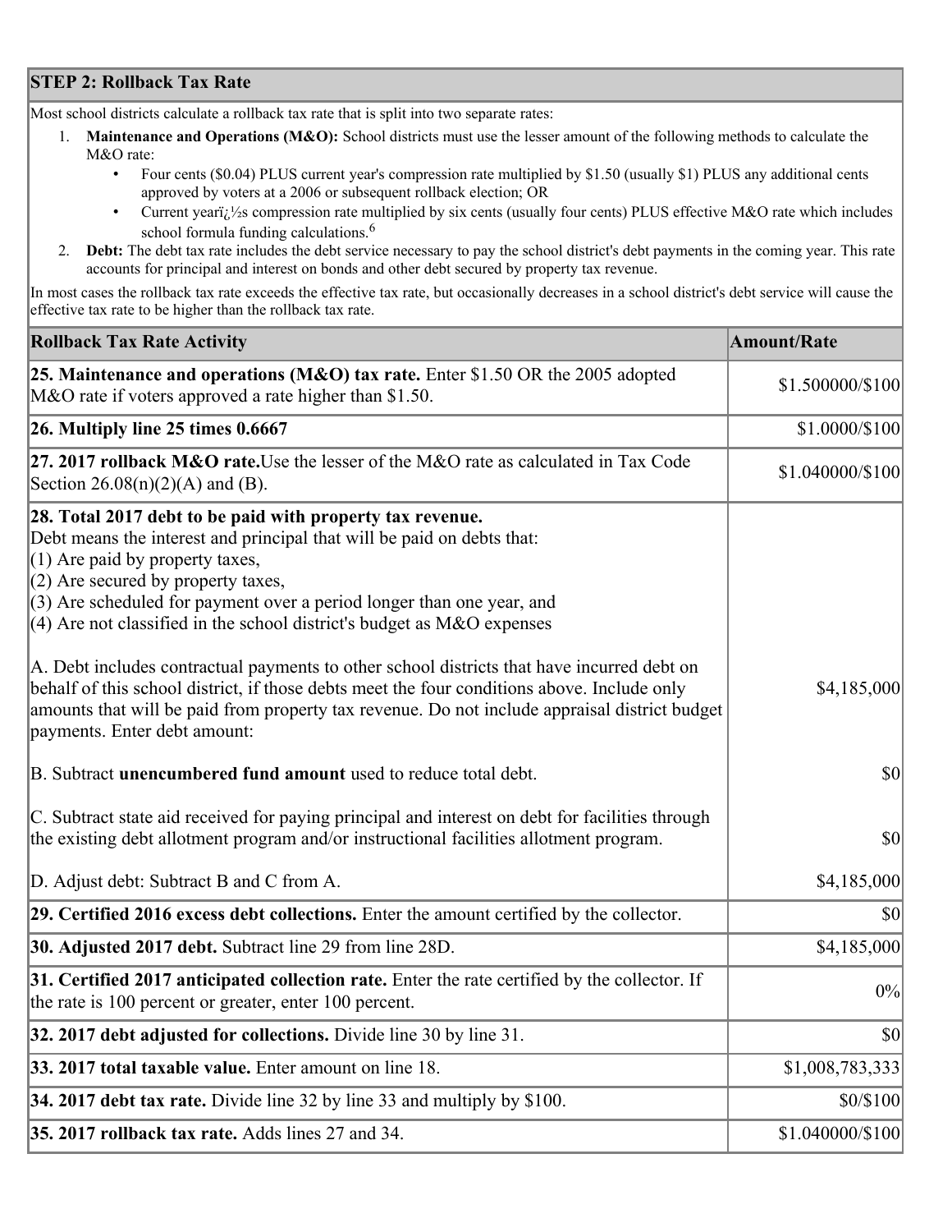| STEP 2: Rollback Tax Rate |
|---|

Most school districts calculate a rollback tax rate that is split into two separate rates:

1. **Maintenance and Operations (M&O):** School districts must use the lesser amount of the following methods to calculate the M&O rate:
   - Four cents ($0.04) PLUS current year's compression rate multiplied by $1.50 (usually $1) PLUS any additional cents approved by voters at a 2006 or subsequent rollback election; OR
   - Current yearï¿½s compression rate multiplied by six cents (usually four cents) PLUS effective M&O rate which includes school formula funding calculations.[6]
2. **Debt:** The debt tax rate includes the debt service necessary to pay the school district's debt payments in the coming year. This rate accounts for principal and interest on bonds and other debt secured by property tax revenue.

In most cases the rollback tax rate exceeds the effective tax rate, but occasionally decreases in a school district's debt service will cause the effective tax rate to be higher than the rollback tax rate.

| Rollback Tax Rate Activity | Amount/Rate |
|---|---|
| **25. Maintenance and operations (M&O) tax rate.** Enter $1.50 OR the 2005 adopted M&O rate if voters approved a rate higher than $1.50. | $1.500000/$100 |
| **26. Multiply line 25 times 0.6667** | $1.0000/$100 |
| **27. 2017 rollback M&O rate.** Use the lesser of the M&O rate as calculated in Tax Code Section 26.08(n)(2)(A) and (B). | $1.040000/$100 |
| **28. Total 2017 debt to be paid with property tax revenue.** Debt means the interest and principal that will be paid on debts that: (1) Are paid by property taxes, (2) Are secured by property taxes, (3) Are scheduled for payment over a period longer than one year, and (4) Are not classified in the school district's budget as M&O expenses<br><br>A. Debt includes contractual payments to other school districts that have incurred debt on behalf of this school district, if those debts meet the four conditions above. Include only amounts that will be paid from property tax revenue. Do not include appraisal district budget payments. Enter debt amount: | $4,185,000 |
| B. Subtract **unencumbered fund amount** used to reduce total debt. | $0 |
| C. Subtract state aid received for paying principal and interest on debt for facilities through the existing debt allotment program and/or instructional facilities allotment program. | $0 |
| D. Adjust debt: Subtract B and C from A. | $4,185,000 |
| **29. Certified 2016 excess debt collections.** Enter the amount certified by the collector. | $0 |
| **30. Adjusted 2017 debt.** Subtract line 29 from line 28D. | $4,185,000 |
| **31. Certified 2017 anticipated collection rate.** Enter the rate certified by the collector. If the rate is 100 percent or greater, enter 100 percent. | 0% |
| **32. 2017 debt adjusted for collections.** Divide line 30 by line 31. | $0 |
| **33. 2017 total taxable value.** Enter amount on line 18. | $1,008,783,333 |
| **34. 2017 debt tax rate.** Divide line 32 by line 33 and multiply by $100. | $0/$100 |
| **35. 2017 rollback tax rate.** Adds lines 27 and 34. | $1.040000/$100 |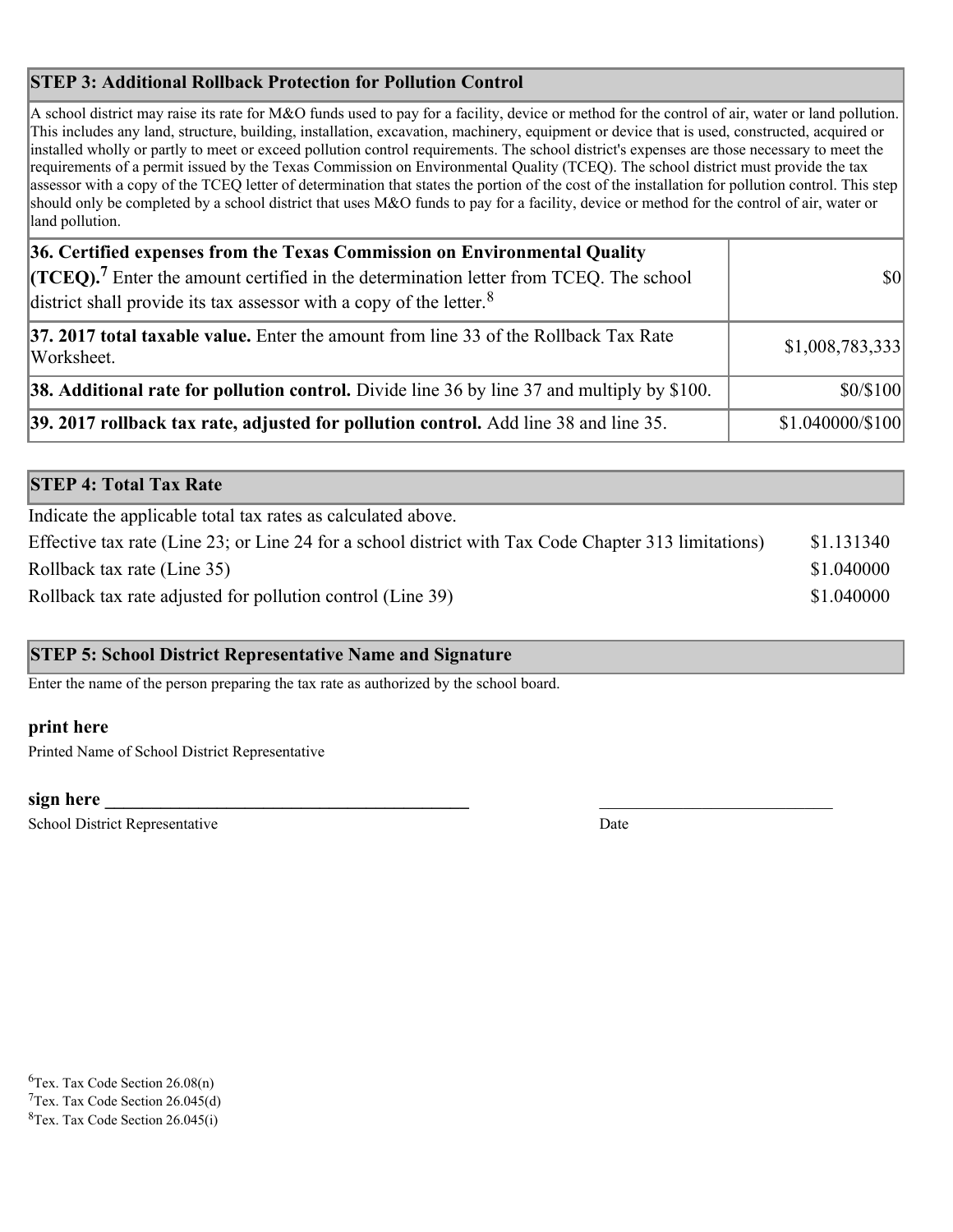## STEP 3: Additional Rollback Protection for Pollution Control

A school district may raise its rate for M&O funds used to pay for a facility, device or method for the control of air, water or land pollution. This includes any land, structure, building, installation, excavation, machinery, equipment or device that is used, constructed, acquired or installed wholly or partly to meet or exceed pollution control requirements. The school district's expenses are those necessary to meet the requirements of a permit issued by the Texas Commission on Environmental Quality (TCEQ). The school district must provide the tax assessor with a copy of the TCEQ letter of determination that states the portion of the cost of the installation for pollution control. This step should only be completed by a school district that uses M&O funds to pay for a facility, device or method for the control of air, water or land pollution.

| | |
|---|---|
| **36. Certified expenses from the Texas Commission on Environmental Quality (TCEQ).**[7] Enter the amount certified in the determination letter from TCEQ. The school district shall provide its tax assessor with a copy of the letter.[8] | $0 |
| **37. 2017 total taxable value.** Enter the amount from line 33 of the Rollback Tax Rate Worksheet. | $1,008,783,333 |
| **38. Additional rate for pollution control.** Divide line 36 by line 37 and multiply by $100. | $0/$100 |
| **39. 2017 rollback tax rate, adjusted for pollution control.** Add line 38 and line 35. | $1.040000/$100 |

## STEP 4: Total Tax Rate

Indicate the applicable total tax rates as calculated above.

| | |
|---|---|
| Effective tax rate (Line 23; or Line 24 for a school district with Tax Code Chapter 313 limitations) | $1.131340 |
| Rollback tax rate (Line 35) | $1.040000 |
| Rollback tax rate adjusted for pollution control (Line 39) | $1.040000 |

## STEP 5: School District Representative Name and Signature

Enter the name of the person preparing the tax rate as authorized by the school board.

**print here**

Printed Name of School District Representative

**sign here** ________________________________________ ___________________________

School District Representative Date

[6]Tex. Tax Code Section 26.08(n)

[7]Tex. Tax Code Section 26.045(d)

[8]Tex. Tax Code Section 26.045(i)